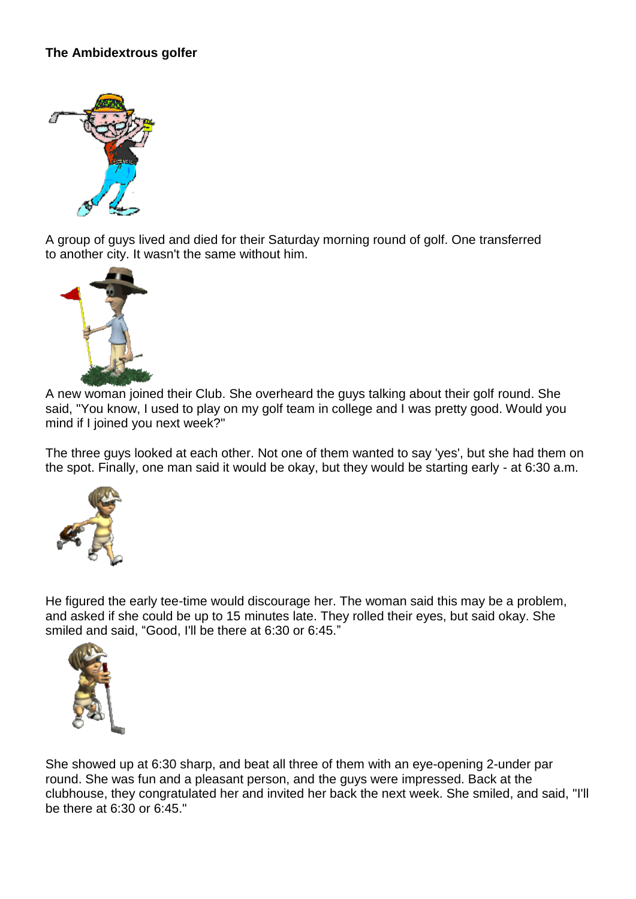**The Ambidextrous golfer**

A group of guys lived and died for their Saturday morning round of golf. One transferred to another city. It wasn't the same without him.

A new woman joined their Club. She overheard the guys talking about their golf round. She said, "You know, I used to play on my golf team in college and I was pretty good. Would you mind if I joined you next week?"

The three guys looked at each other. Not one of them wanted to say 'yes', but she had them on the spot. Finally, one man said it would be okay, but they would be starting early - at 6:30 a.m.

He figured the early tee-time would discourage her. The woman said this may be a problem, and asked if she could be up to 15 minutes late. They rolled their eyes, but said okay. She smiled and said, "Good, I'll be there at 6:30 or 6:45."

She showed up at 6:30 sharp, and beat all three of them with an eye-opening 2-under par round. She was fun and a pleasant person, and the guys were impressed. Back at the clubhouse, they congratulated her and invited her back the next week. She smiled, and said, "I'll be there at 6:30 or 6:45."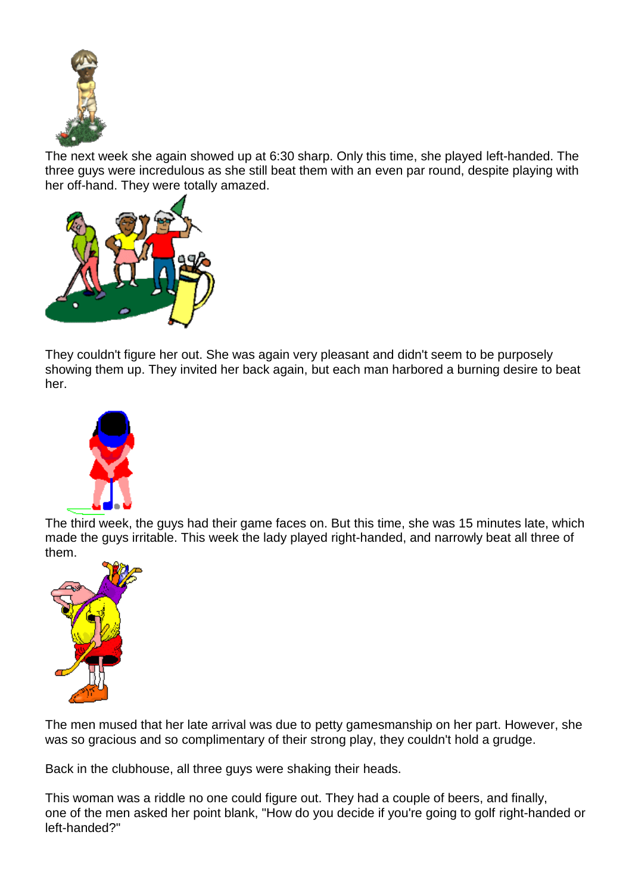The next week she again showed up at 6:30 sharp. Only this time, she played left-handed. The three guys were incredulous as she still beat them with an even par round, despite playing with her off-hand. They were totally amazed.

They couldn't figure her out. She was again very pleasant and didn't seem to be purposely showing them up. They invited her back again, but each man harbored a burning desire to beat her.

The third week, the guys had their game faces on. But this time, she was 15 minutes late, which made the guys irritable. This week the lady played right-handed, and narrowly beat all three of them.

The men mused that her late arrival was due to petty gamesmanship on her part. However, she was so gracious and so complimentary of their strong play, they couldn't hold a grudge.

Back in the clubhouse, all three guys were shaking their heads.

This woman was a riddle no one could figure out. They had a couple of beers, and finally, one of the men asked her point blank, "How do you decide if you're going to golf right-handed or left-handed?"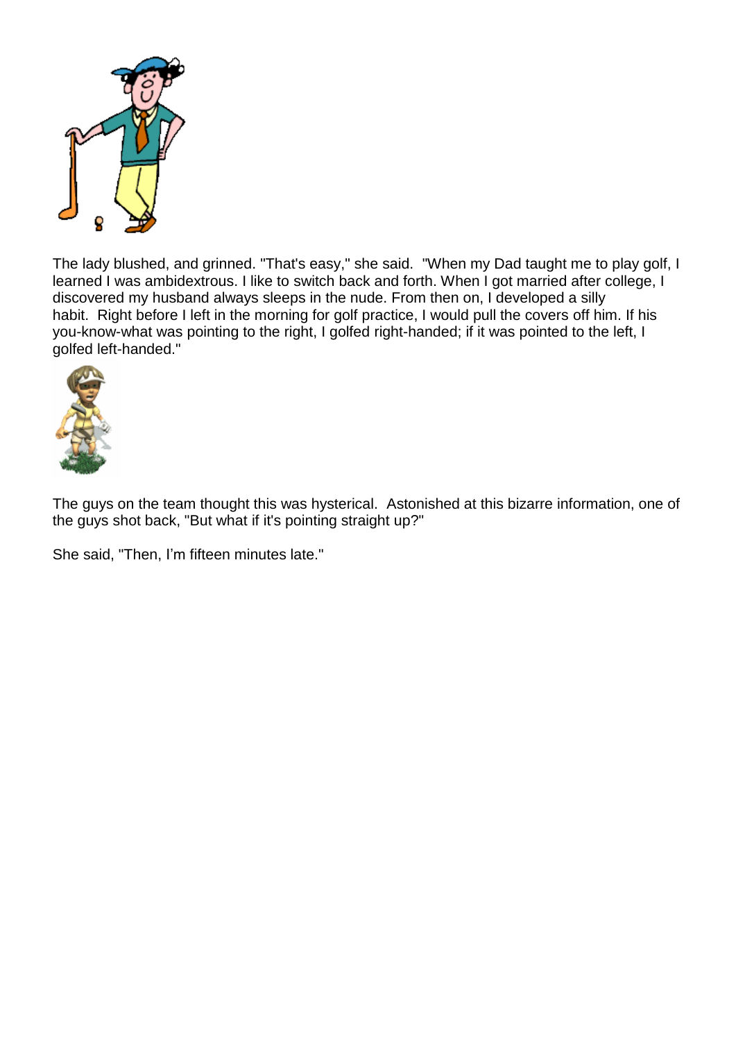The lady blushed, and grinned. "That's easy," she said. "When my Dad taught me to play golf, I learned I was ambidextrous. I like to switch back and forth. When I got married after college, I discovered my husband always sleeps in the nude. From then on, I developed a silly habit. Right before I left in the morning for golf practice, I would pull the covers off him. If his you-know-what was pointing to the right, I golfed right-handed; if it was pointed to the left, I golfed left-handed."

The guys on the team thought this was hysterical. Astonished at this bizarre information, one of the guys shot back, "But what if it's pointing straight up?"

She said, "Then, I'm fifteen minutes late."